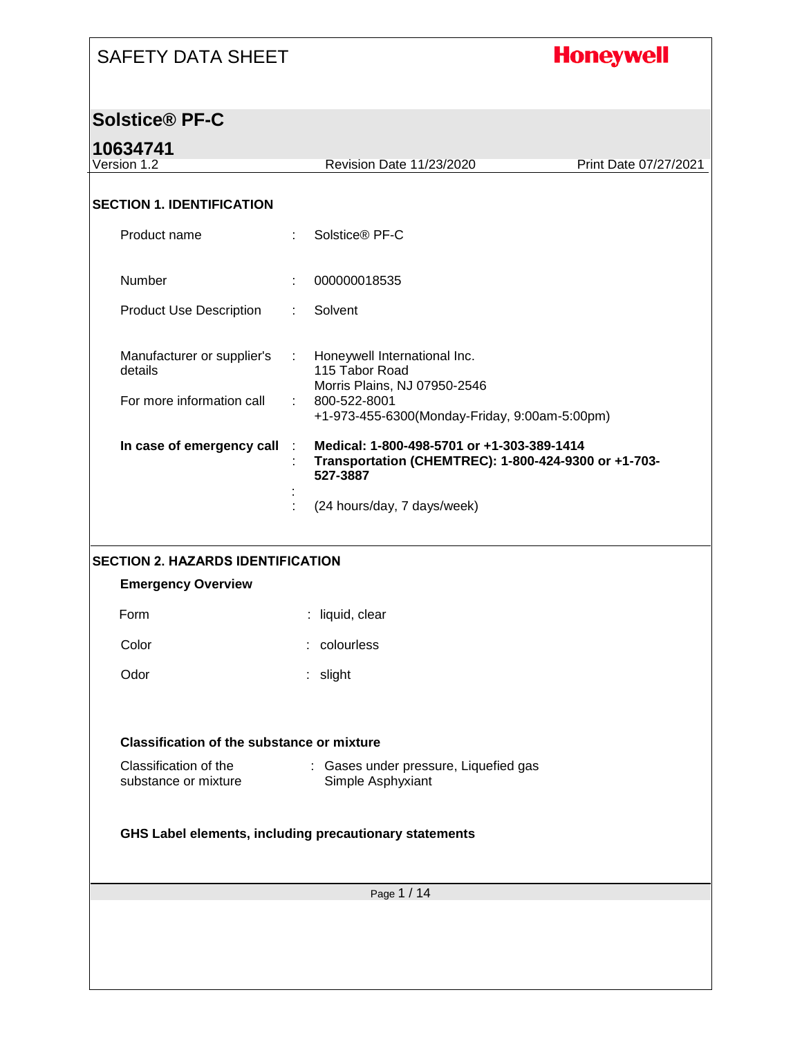# SAFETY DATA SHEET

**Honeywell**

## Solstice® PF-C

## 10634741

Version 1.2 | Revision Date 11/23/2020 | Print Date 07/27/2021

### SECTION 1. IDENTIFICATION

| | | |
|---|---|---|
| Product name | : | Solstice® PF-C |
| Number | : | 000000018535 |
| Product Use Description | : | Solvent |
| Manufacturer or supplier's details | : | Honeywell International Inc.<br>115 Tabor Road<br>Morris Plains, NJ 07950-2546 |
| For more information call | : | 800-522-8001<br>+1-973-455-6300(Monday-Friday, 9:00am-5:00pm) |
| **In case of emergency call** | : | **Medical: 1-800-498-5701 or +1-303-389-1414** |
| | : | **Transportation (CHEMTREC): 1-800-424-9300 or +1-703-527-3887** |
| | : | |
| | : | (24 hours/day, 7 days/week) |

### SECTION 2. HAZARDS IDENTIFICATION

**Emergency Overview**

| | | |
|---|---|---|
| Form | : | liquid, clear |
| Color | : | colourless |
| Odor | : | slight |

**Classification of the substance or mixture**

| | | |
|---|---|---|
| Classification of the substance or mixture | : | Gases under pressure, Liquefied gas<br>Simple Asphyxiant |

**GHS Label elements, including precautionary statements**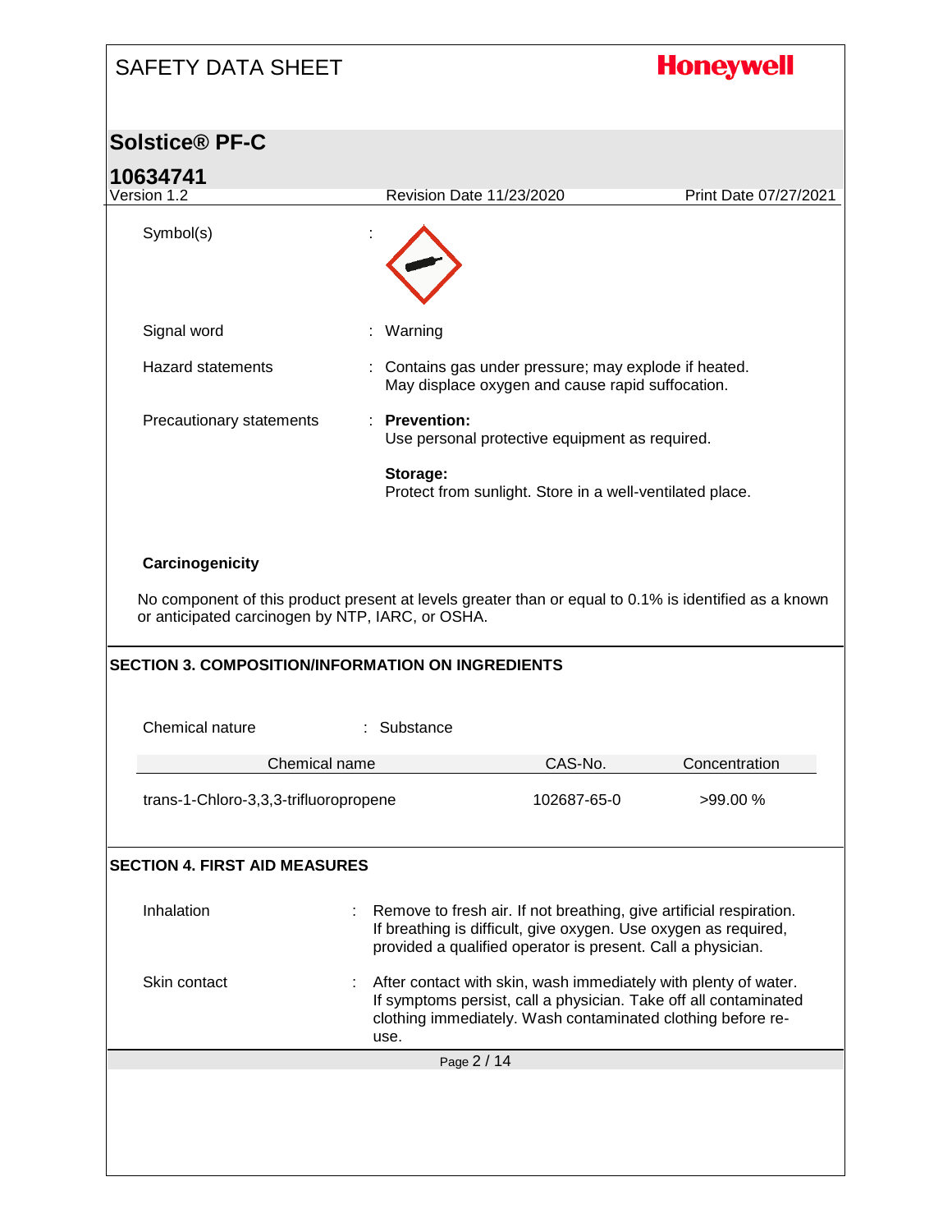Symbol(s) :

Signal word : Warning

Hazard statements : Contains gas under pressure; may explode if heated. May displace oxygen and cause rapid suffocation.

Precautionary statements : **Prevention:**
Use personal protective equipment as required.

**Storage:**
Protect from sunlight. Store in a well-ventilated place.

**Carcinogenicity**

No component of this product present at levels greater than or equal to 0.1% is identified as a known or anticipated carcinogen by NTP, IARC, or OSHA.

## SECTION 3. COMPOSITION/INFORMATION ON INGREDIENTS

Chemical nature : Substance

| Chemical name | CAS-No. | Concentration |
|---|---|---|
| trans-1-Chloro-3,3,3-trifluoropropene | 102687-65-0 | >99.00 % |

## SECTION 4. FIRST AID MEASURES

Inhalation : Remove to fresh air. If not breathing, give artificial respiration. If breathing is difficult, give oxygen. Use oxygen as required, provided a qualified operator is present. Call a physician.

Skin contact : After contact with skin, wash immediately with plenty of water. If symptoms persist, call a physician. Take off all contaminated clothing immediately. Wash contaminated clothing before re-use.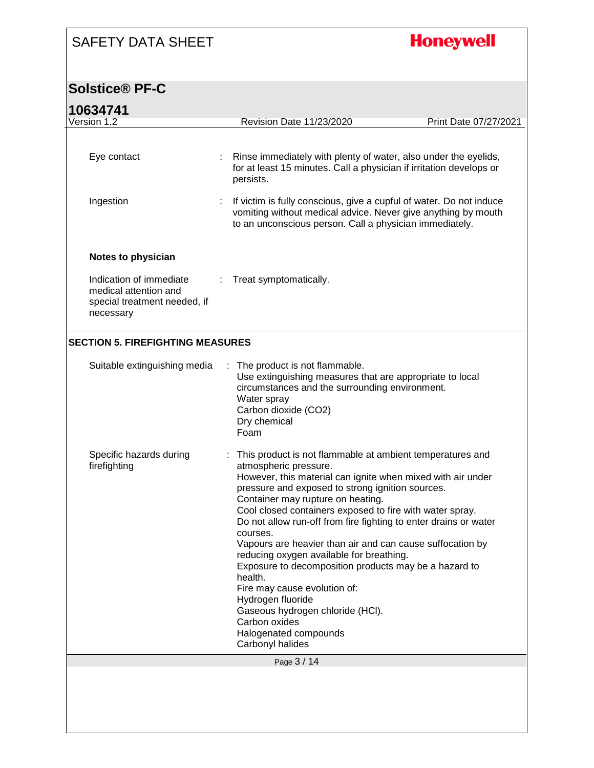| | |
|---|---|
| Eye contact | : Rinse immediately with plenty of water, also under the eyelids, for at least 15 minutes. Call a physician if irritation develops or persists. |
| Ingestion | : If victim is fully conscious, give a cupful of water. Do not induce vomiting without medical advice. Never give anything by mouth to an unconscious person. Call a physician immediately. |

**Notes to physician**

| | |
|---|---|
| Indication of immediate medical attention and special treatment needed, if necessary | : Treat symptomatically. |

## SECTION 5. FIREFIGHTING MEASURES

| | |
|---|---|
| Suitable extinguishing media | : The product is not flammable.<br>Use extinguishing measures that are appropriate to local circumstances and the surrounding environment.<br>Water spray<br>Carbon dioxide ($CO_2$)<br>Dry chemical<br>Foam |
| Specific hazards during firefighting | : This product is not flammable at ambient temperatures and atmospheric pressure.<br>However, this material can ignite when mixed with air under pressure and exposed to strong ignition sources.<br>Container may rupture on heating.<br>Cool closed containers exposed to fire with water spray.<br>Do not allow run-off from fire fighting to enter drains or water courses.<br>Vapours are heavier than air and can cause suffocation by reducing oxygen available for breathing.<br>Exposure to decomposition products may be a hazard to health.<br>Fire may cause evolution of:<br>Hydrogen fluoride<br>Gaseous hydrogen chloride (HCl).<br>Carbon oxides<br>Halogenated compounds<br>Carbonyl halides |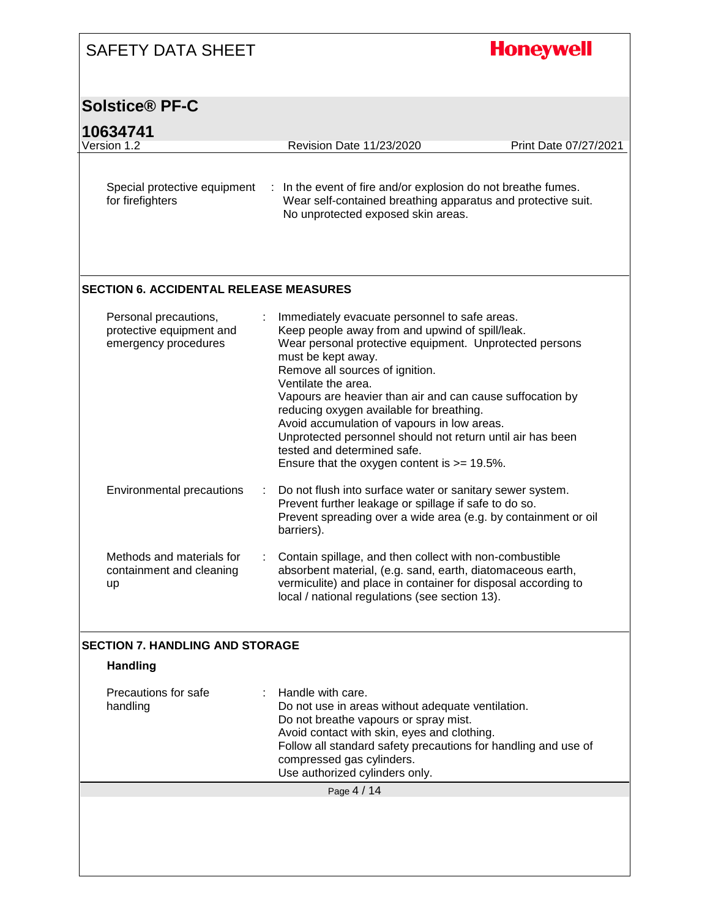Special protective equipment for firefighters : In the event of fire and/or explosion do not breathe fumes. Wear self-contained breathing apparatus and protective suit. No unprotected exposed skin areas.

## SECTION 6. ACCIDENTAL RELEASE MEASURES

| | |
|---|---|
| Personal precautions, protective equipment and emergency procedures | : Immediately evacuate personnel to safe areas.<br>Keep people away from and upwind of spill/leak.<br>Wear personal protective equipment. Unprotected persons must be kept away.<br>Remove all sources of ignition.<br>Ventilate the area.<br>Vapours are heavier than air and can cause suffocation by reducing oxygen available for breathing.<br>Avoid accumulation of vapours in low areas.<br>Unprotected personnel should not return until air has been tested and determined safe.<br>Ensure that the oxygen content is >= 19.5%. |
| Environmental precautions | : Do not flush into surface water or sanitary sewer system.<br>Prevent further leakage or spillage if safe to do so.<br>Prevent spreading over a wide area (e.g. by containment or oil barriers). |
| Methods and materials for containment and cleaning up | : Contain spillage, and then collect with non-combustible absorbent material, (e.g. sand, earth, diatomaceous earth, vermiculite) and place in container for disposal according to local / national regulations (see section 13). |

## SECTION 7. HANDLING AND STORAGE

### Handling

| | |
|---|---|
| Precautions for safe handling | : Handle with care.<br>Do not use in areas without adequate ventilation.<br>Do not breathe vapours or spray mist.<br>Avoid contact with skin, eyes and clothing.<br>Follow all standard safety precautions for handling and use of compressed gas cylinders.<br>Use authorized cylinders only. |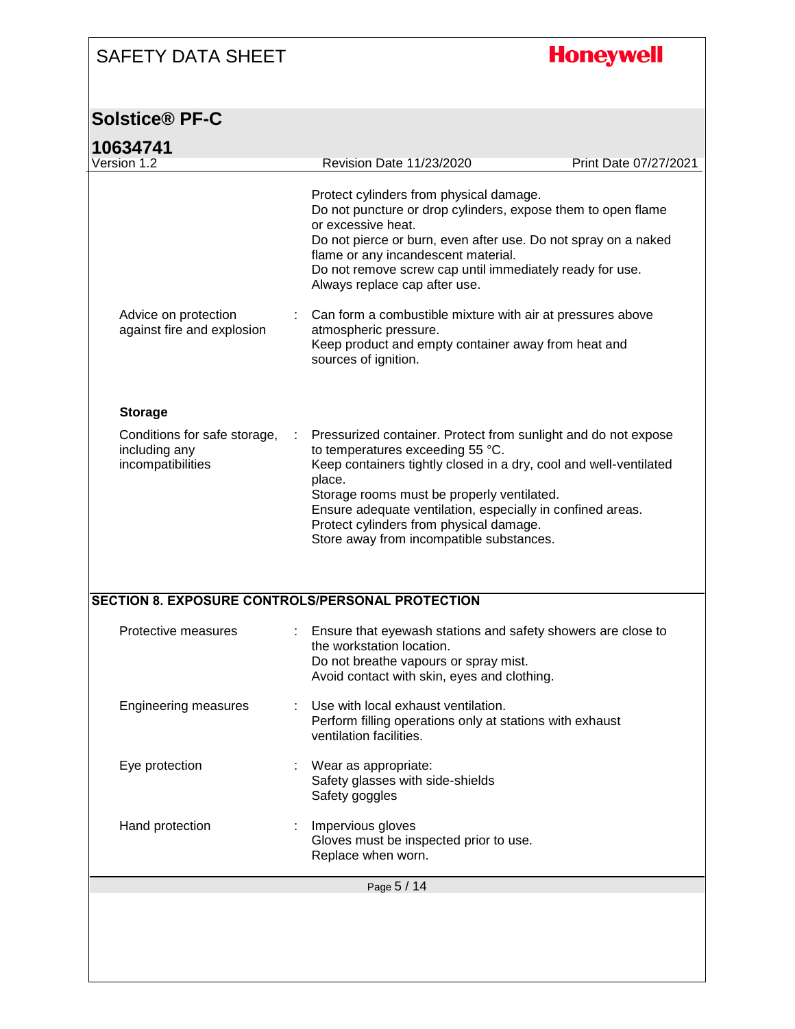Protect cylinders from physical damage.
Do not puncture or drop cylinders, expose them to open flame or excessive heat.
Do not pierce or burn, even after use. Do not spray on a naked flame or any incandescent material.
Do not remove screw cap until immediately ready for use.
Always replace cap after use.

Advice on protection against fire and explosion : Can form a combustible mixture with air at pressures above atmospheric pressure.
Keep product and empty container away from heat and sources of ignition.

**Storage**

Conditions for safe storage, including any incompatibilities : Pressurized container. Protect from sunlight and do not expose to temperatures exceeding 55 °C.
Keep containers tightly closed in a dry, cool and well-ventilated place.
Storage rooms must be properly ventilated.
Ensure adequate ventilation, especially in confined areas.
Protect cylinders from physical damage.
Store away from incompatible substances.

## SECTION 8. EXPOSURE CONTROLS/PERSONAL PROTECTION

Protective measures : Ensure that eyewash stations and safety showers are close to the workstation location.
Do not breathe vapours or spray mist.
Avoid contact with skin, eyes and clothing.

Engineering measures : Use with local exhaust ventilation.
Perform filling operations only at stations with exhaust ventilation facilities.

Eye protection : Wear as appropriate:
Safety glasses with side-shields
Safety goggles

Hand protection : Impervious gloves
Gloves must be inspected prior to use.
Replace when worn.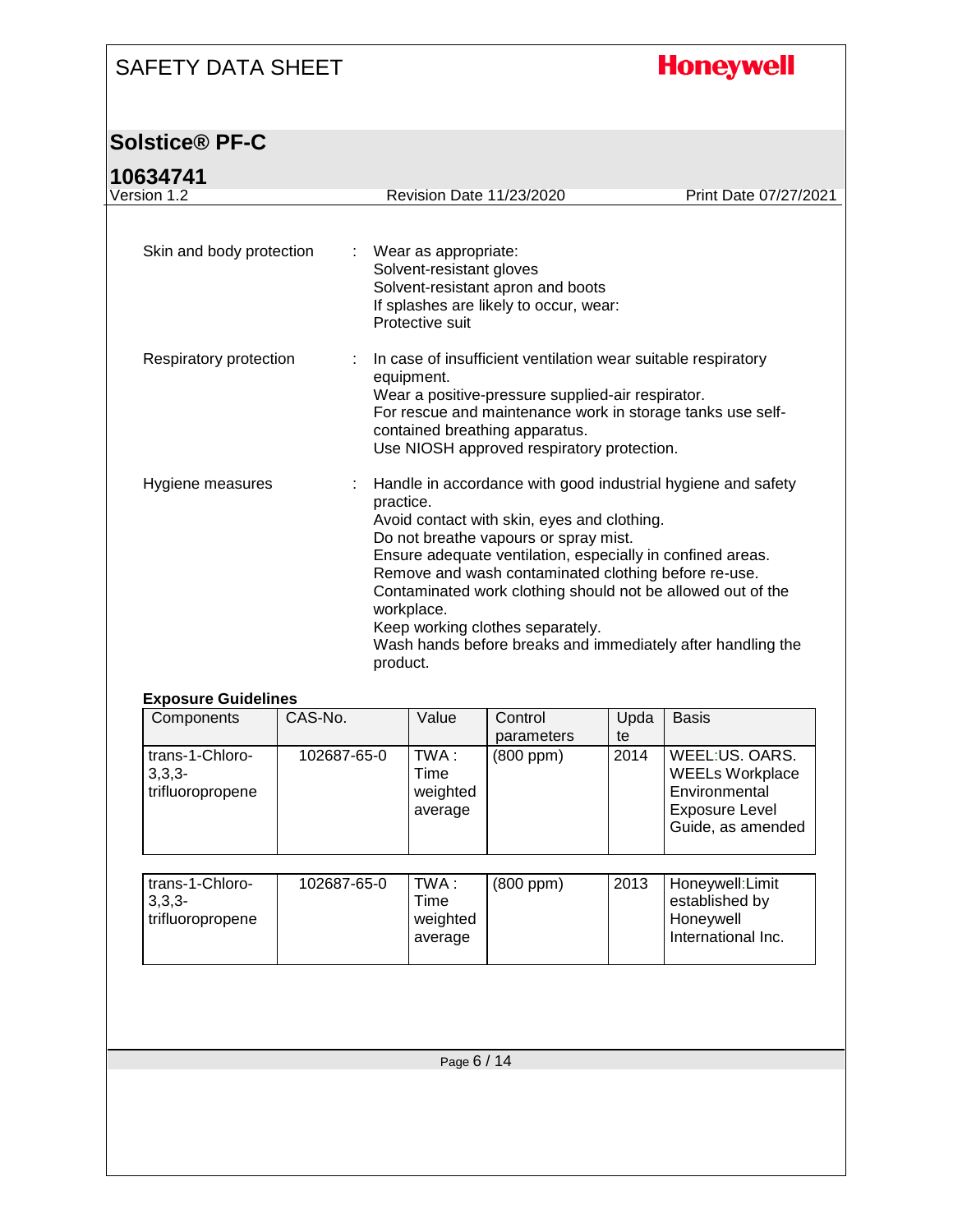| | | |
|---|---|---|
| Skin and body protection | : | Wear as appropriate:<br>Solvent-resistant gloves<br>Solvent-resistant apron and boots<br>If splashes are likely to occur, wear:<br>Protective suit |
| Respiratory protection | : | In case of insufficient ventilation wear suitable respiratory equipment.<br>Wear a positive-pressure supplied-air respirator.<br>For rescue and maintenance work in storage tanks use self-contained breathing apparatus.<br>Use NIOSH approved respiratory protection. |
| Hygiene measures | : | Handle in accordance with good industrial hygiene and safety practice.<br>Avoid contact with skin, eyes and clothing.<br>Do not breathe vapours or spray mist.<br>Ensure adequate ventilation, especially in confined areas.<br>Remove and wash contaminated clothing before re-use.<br>Contaminated work clothing should not be allowed out of the workplace.<br>Keep working clothes separately.<br>Wash hands before breaks and immediately after handling the product. |

**Exposure Guidelines**

| Components | CAS-No. | Value | Control parameters | Update | Basis |
|---|---|---|---|---|---|
| trans-1-Chloro-3,3,3-trifluoropropene | 102687-65-0 | TWA : Time weighted average | (800 ppm) | 2014 | WEEL:US. OARS. WEELs Workplace Environmental Exposure Level Guide, as amended |
| trans-1-Chloro-3,3,3-trifluoropropene | 102687-65-0 | TWA : Time weighted average | (800 ppm) | 2013 | Honeywell:Limit established by Honeywell International Inc. |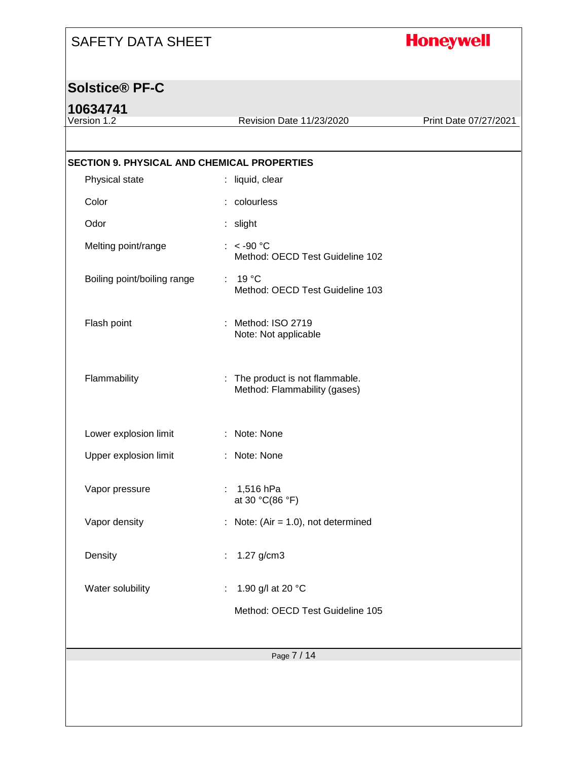## SECTION 9. PHYSICAL AND CHEMICAL PROPERTIES

| Property | Value |
|---|---|
| Physical state | liquid, clear |
| Color | colourless |
| Odor | slight |
| Melting point/range | < -90 °C<br>Method: OECD Test Guideline 102 |
| Boiling point/boiling range | 19 °C<br>Method: OECD Test Guideline 103 |
| Flash point | Method: ISO 2719<br>Note: Not applicable |
| Flammability | The product is not flammable.<br>Method: Flammability (gases) |
| Lower explosion limit | Note: None |
| Upper explosion limit | Note: None |
| Vapor pressure | 1,516 hPa<br>at 30 °C(86 °F) |
| Vapor density | Note: (Air = 1.0), not determined |
| Density | 1.27 g/cm3 |
| Water solubility | 1.90 g/l at 20 °C<br>Method: OECD Test Guideline 105 |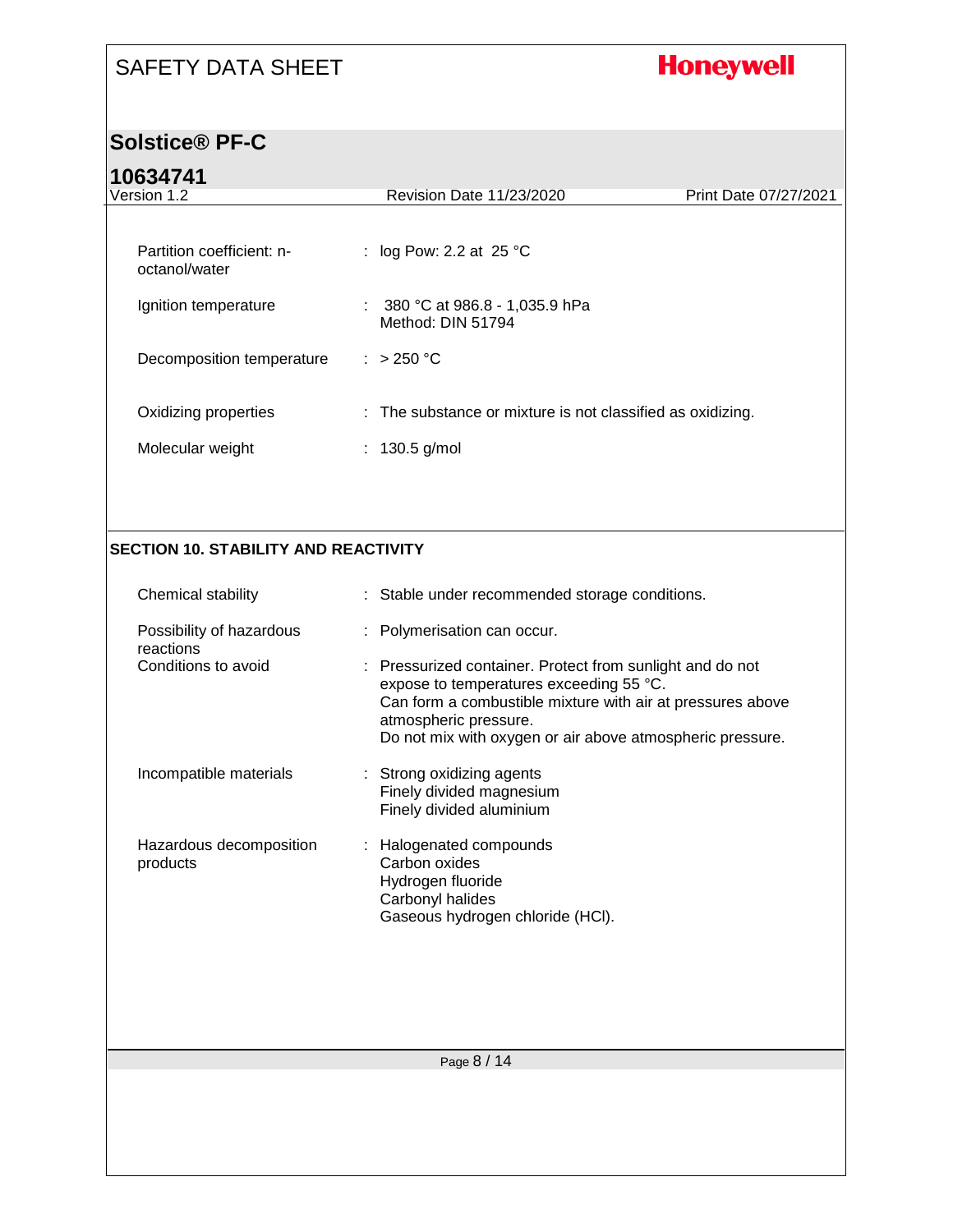| | | |
|---|---|---|
| Partition coefficient: n-octanol/water | : | log Pow: 2.2 at 25 °C |
| Ignition temperature | : | 380 °C at 986.8 - 1,035.9 hPa<br>Method: DIN 51794 |
| Decomposition temperature | : | > 250 °C |
| Oxidizing properties | : | The substance or mixture is not classified as oxidizing. |
| Molecular weight | : | 130.5 g/mol |

## SECTION 10. STABILITY AND REACTIVITY

| | | |
|---|---|---|
| Chemical stability | : | Stable under recommended storage conditions. |
| Possibility of hazardous reactions | : | Polymerisation can occur. |
| Conditions to avoid | : | Pressurized container. Protect from sunlight and do not expose to temperatures exceeding 55 °C.<br>Can form a combustible mixture with air at pressures above atmospheric pressure.<br>Do not mix with oxygen or air above atmospheric pressure. |
| Incompatible materials | : | Strong oxidizing agents<br>Finely divided magnesium<br>Finely divided aluminium |
| Hazardous decomposition products | : | Halogenated compounds<br>Carbon oxides<br>Hydrogen fluoride<br>Carbonyl halides<br>Gaseous hydrogen chloride (HCl). |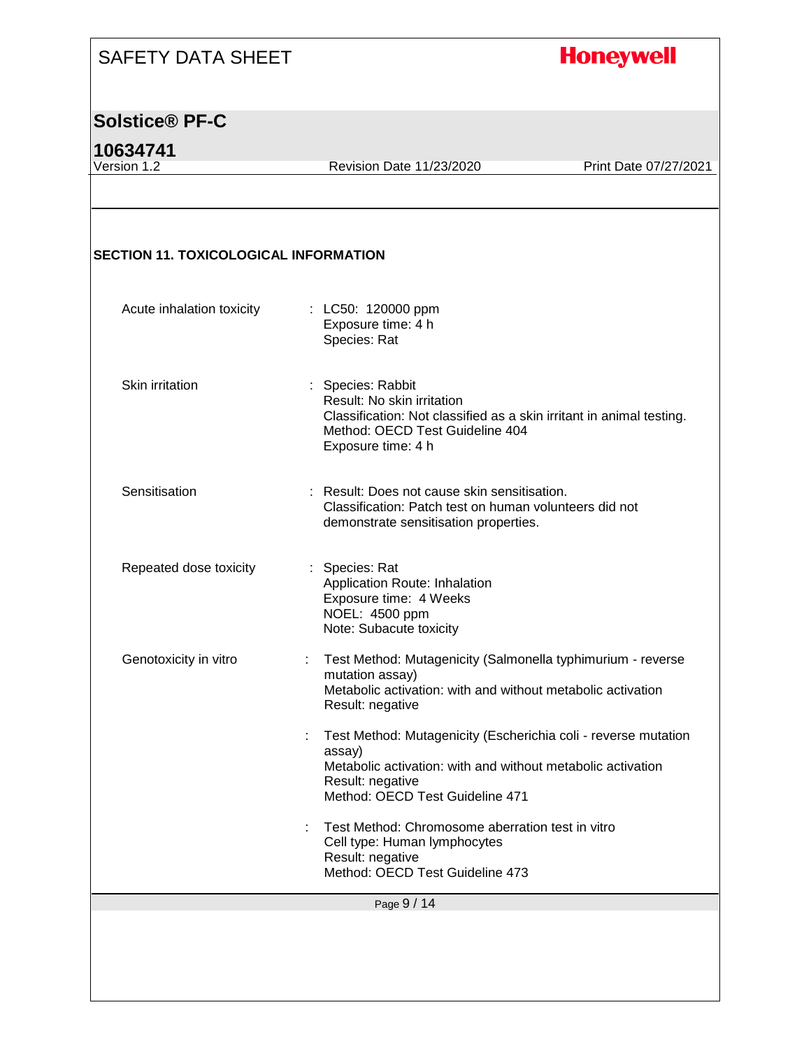## SECTION 11. TOXICOLOGICAL INFORMATION

| | |
|---|---|
| Acute inhalation toxicity | : LC50: 120000 ppm<br>Exposure time: 4 h<br>Species: Rat |
| Skin irritation | : Species: Rabbit<br>Result: No skin irritation<br>Classification: Not classified as a skin irritant in animal testing.<br>Method: OECD Test Guideline 404<br>Exposure time: 4 h |
| Sensitisation | : Result: Does not cause skin sensitisation.<br>Classification: Patch test on human volunteers did not demonstrate sensitisation properties. |
| Repeated dose toxicity | : Species: Rat<br>Application Route: Inhalation<br>Exposure time: 4 Weeks<br>NOEL: 4500 ppm<br>Note: Subacute toxicity |
| Genotoxicity in vitro | : Test Method: Mutagenicity (Salmonella typhimurium - reverse mutation assay)<br>Metabolic activation: with and without metabolic activation<br>Result: negative |
| | : Test Method: Mutagenicity (Escherichia coli - reverse mutation assay)<br>Metabolic activation: with and without metabolic activation<br>Result: negative<br>Method: OECD Test Guideline 471 |
| | : Test Method: Chromosome aberration test in vitro<br>Cell type: Human lymphocytes<br>Result: negative<br>Method: OECD Test Guideline 473 |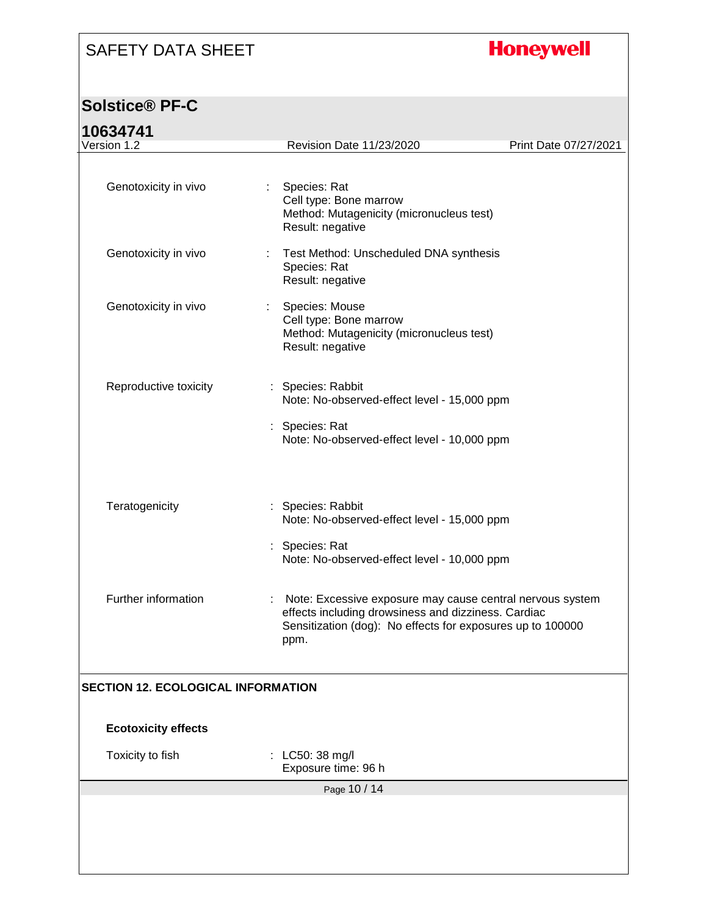| | | |
|---|---|---|
| Genotoxicity in vivo | : | Species: Rat<br>Cell type: Bone marrow<br>Method: Mutagenicity (micronucleus test)<br>Result: negative |
| Genotoxicity in vivo | : | Test Method: Unscheduled DNA synthesis<br>Species: Rat<br>Result: negative |
| Genotoxicity in vivo | : | Species: Mouse<br>Cell type: Bone marrow<br>Method: Mutagenicity (micronucleus test)<br>Result: negative |
| Reproductive toxicity | : | Species: Rabbit<br>Note: No-observed-effect level - 15,000 ppm |
| | : | Species: Rat<br>Note: No-observed-effect level - 10,000 ppm |
| Teratogenicity | : | Species: Rabbit<br>Note: No-observed-effect level - 15,000 ppm |
| | : | Species: Rat<br>Note: No-observed-effect level - 10,000 ppm |
| Further information | : | Note: Excessive exposure may cause central nervous system effects including drowsiness and dizziness. Cardiac Sensitization (dog): No effects for exposures up to 100000 ppm. |

## SECTION 12. ECOLOGICAL INFORMATION

**Ecotoxicity effects**

| | | |
|---|---|---|
| Toxicity to fish | : | LC50: 38 mg/l<br>Exposure time: 96 h |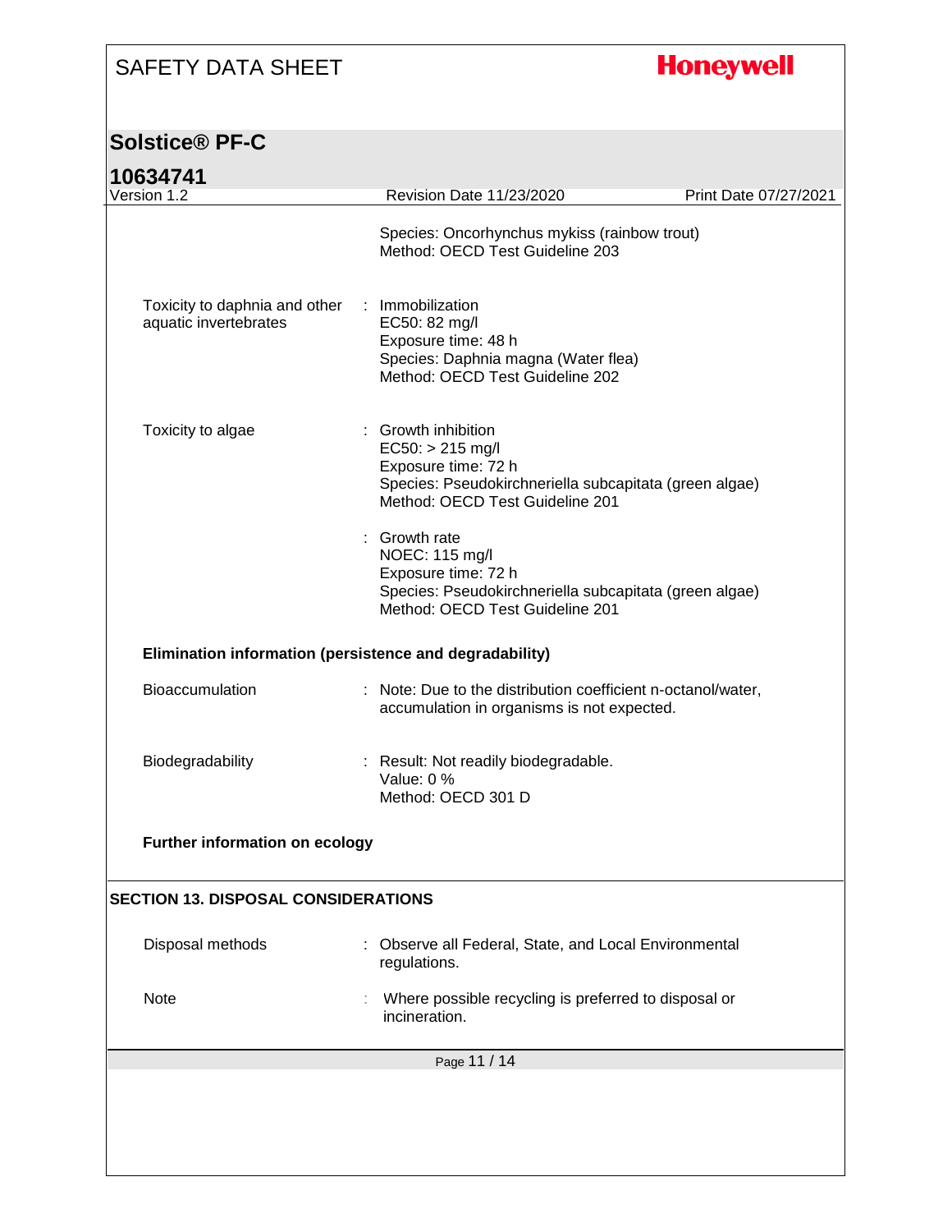Species: Oncorhynchus mykiss (rainbow trout)
Method: OECD Test Guideline 203

Toxicity to daphnia and other aquatic invertebrates : Immobilization
EC50: 82 mg/l
Exposure time: 48 h
Species: Daphnia magna (Water flea)
Method: OECD Test Guideline 202

Toxicity to algae : Growth inhibition
EC50: > 215 mg/l
Exposure time: 72 h
Species: Pseudokirchneriella subcapitata (green algae)
Method: OECD Test Guideline 201

: Growth rate
NOEC: 115 mg/l
Exposure time: 72 h
Species: Pseudokirchneriella subcapitata (green algae)
Method: OECD Test Guideline 201

**Elimination information (persistence and degradability)**

Bioaccumulation : Note: Due to the distribution coefficient n-octanol/water, accumulation in organisms is not expected.

Biodegradability : Result: Not readily biodegradable.
Value: 0 %
Method: OECD 301 D

**Further information on ecology**

## SECTION 13. DISPOSAL CONSIDERATIONS

Disposal methods : Observe all Federal, State, and Local Environmental regulations.

Note : Where possible recycling is preferred to disposal or incineration.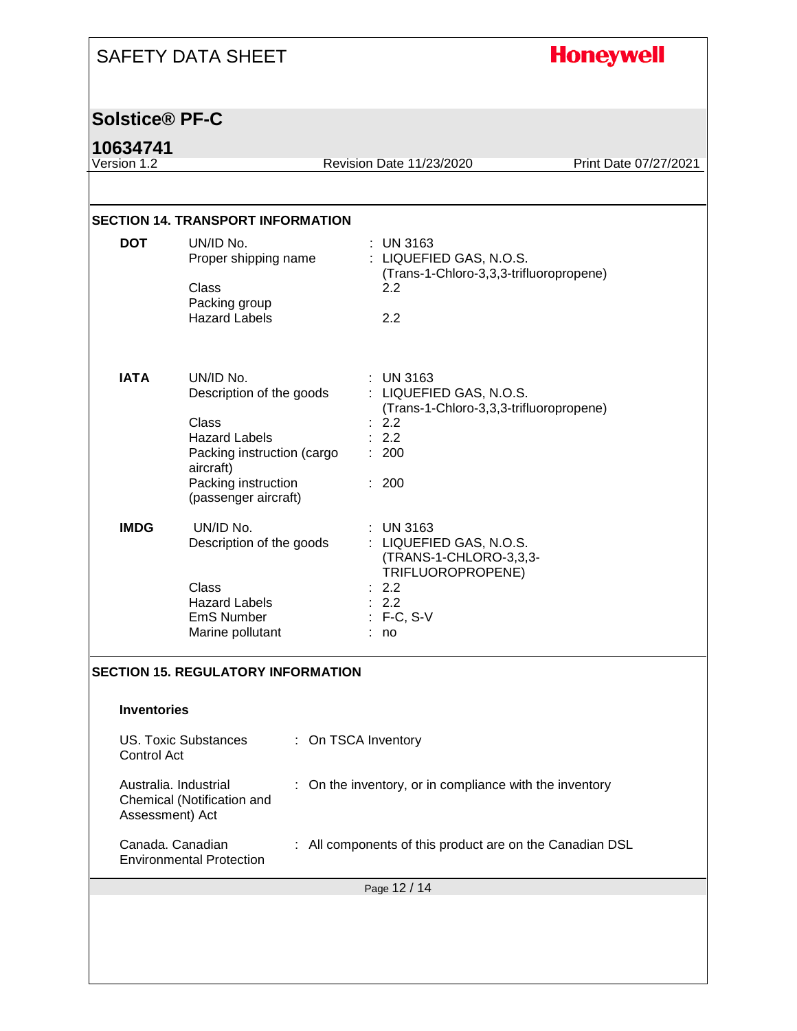## SECTION 14. TRANSPORT INFORMATION

**DOT**

| | |
|---|---|
| UN/ID No. | : UN 3163 |
| Proper shipping name | : LIQUEFIED GAS, N.O.S. (Trans-1-Chloro-3,3,3-trifluoropropene) |
| Class | 2.2 |
| Packing group | |
| Hazard Labels | 2.2 |

**IATA**

| | |
|---|---|
| UN/ID No. | : UN 3163 |
| Description of the goods | : LIQUEFIED GAS, N.O.S. (Trans-1-Chloro-3,3,3-trifluoropropene) |
| Class | : 2.2 |
| Hazard Labels | : 2.2 |
| Packing instruction (cargo aircraft) | : 200 |
| Packing instruction (passenger aircraft) | : 200 |

**IMDG**

| | |
|---|---|
| UN/ID No. | : UN 3163 |
| Description of the goods | : LIQUEFIED GAS, N.O.S. (TRANS-1-CHLORO-3,3,3-TRIFLUOROPROPENE) |
| Class | : 2.2 |
| Hazard Labels | : 2.2 |
| EmS Number | : F-C, S-V |
| Marine pollutant | : no |

## SECTION 15. REGULATORY INFORMATION

**Inventories**

| | |
|---|---|
| US. Toxic Substances Control Act | : On TSCA Inventory |
| Australia. Industrial Chemical (Notification and Assessment) Act | : On the inventory, or in compliance with the inventory |
| Canada. Canadian Environmental Protection | : All components of this product are on the Canadian DSL |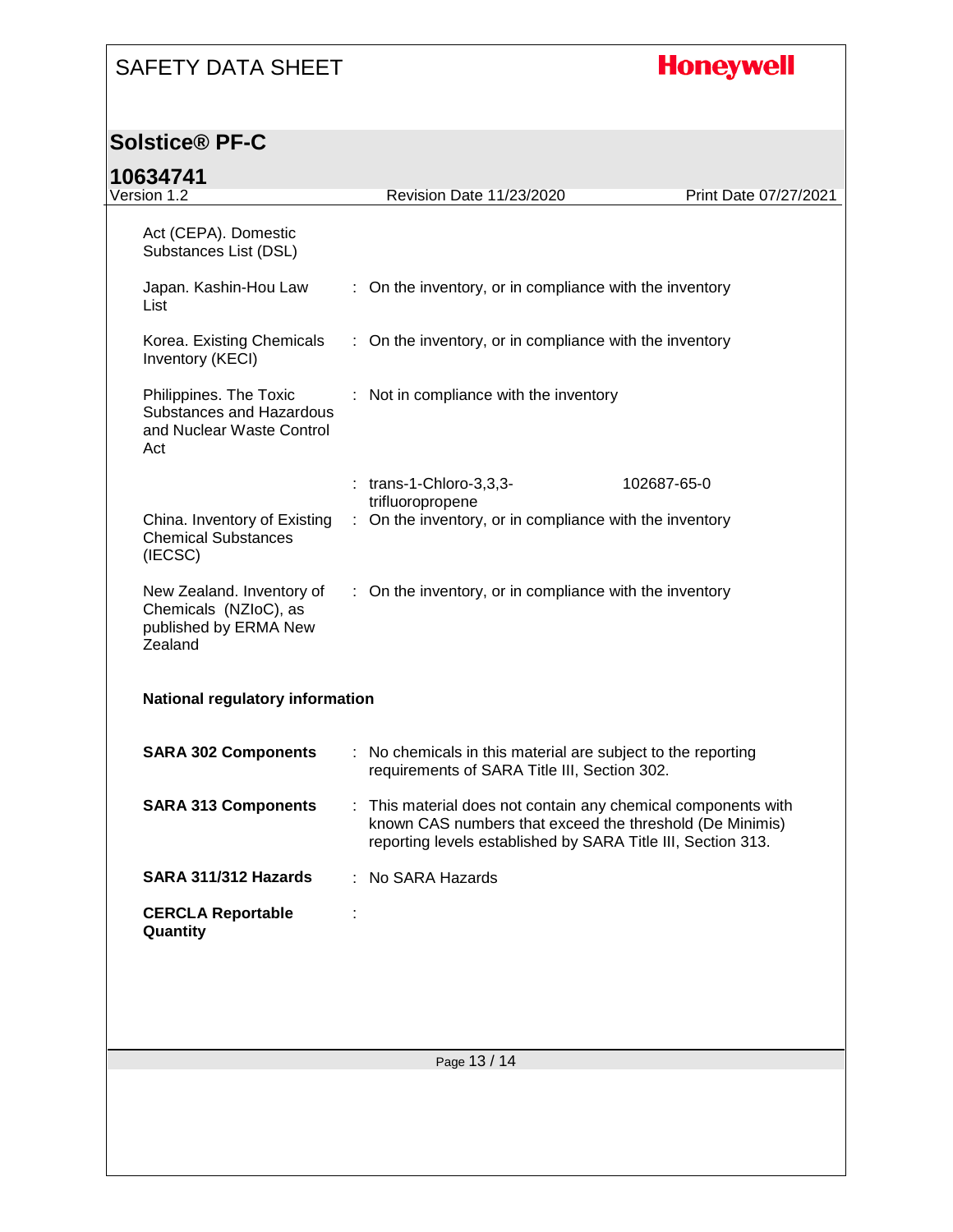| | | |
|---|---|---|
| Act (CEPA). Domestic Substances List (DSL) | | |
| Japan. Kashin-Hou Law List | : On the inventory, or in compliance with the inventory | |
| Korea. Existing Chemicals Inventory (KECI) | : On the inventory, or in compliance with the inventory | |
| Philippines. The Toxic Substances and Hazardous and Nuclear Waste Control Act | : Not in compliance with the inventory | |
| | : trans-1-Chloro-3,3,3-trifluoropropene | 102687-65-0 |
| China. Inventory of Existing Chemical Substances (IECSC) | : On the inventory, or in compliance with the inventory | |
| New Zealand. Inventory of Chemicals (NZIoC), as published by ERMA New Zealand | : On the inventory, or in compliance with the inventory | |

**National regulatory information**

| | |
|---|---|
| **SARA 302 Components** | : No chemicals in this material are subject to the reporting requirements of SARA Title III, Section 302. |
| **SARA 313 Components** | : This material does not contain any chemical components with known CAS numbers that exceed the threshold (De Minimis) reporting levels established by SARA Title III, Section 313. |
| **SARA 311/312 Hazards** | : No SARA Hazards |
| **CERCLA Reportable Quantity** | : |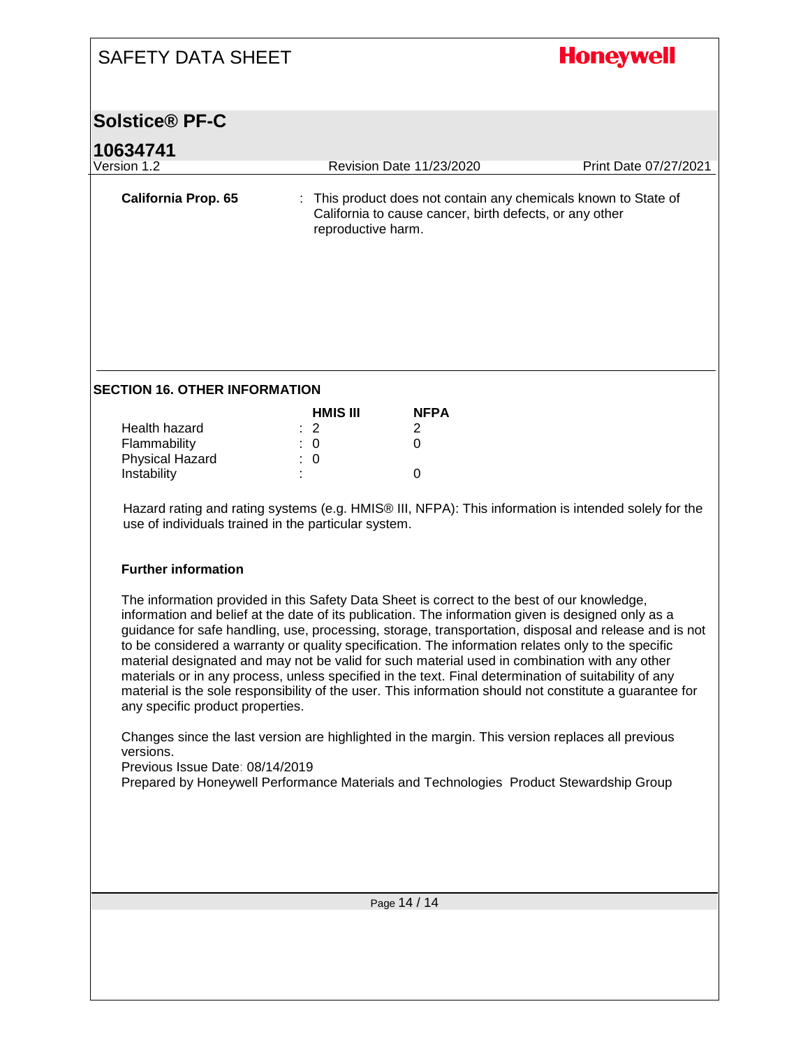**California Prop. 65** : This product does not contain any chemicals known to State of California to cause cancer, birth defects, or any other reproductive harm.

## SECTION 16. OTHER INFORMATION

| | HMIS III | NFPA |
|---|---|---|
| Health hazard | 2 | 2 |
| Flammability | 0 | 0 |
| Physical Hazard | 0 | |
| Instability | | 0 |

Hazard rating and rating systems (e.g. HMIS® III, NFPA): This information is intended solely for the use of individuals trained in the particular system.

### Further information

The information provided in this Safety Data Sheet is correct to the best of our knowledge, information and belief at the date of its publication. The information given is designed only as a guidance for safe handling, use, processing, storage, transportation, disposal and release and is not to be considered a warranty or quality specification. The information relates only to the specific material designated and may not be valid for such material used in combination with any other materials or in any process, unless specified in the text. Final determination of suitability of any material is the sole responsibility of the user. This information should not constitute a guarantee for any specific product properties.

Changes since the last version are highlighted in the margin. This version replaces all previous versions.
Previous Issue Date: 08/14/2019
Prepared by Honeywell Performance Materials and Technologies Product Stewardship Group